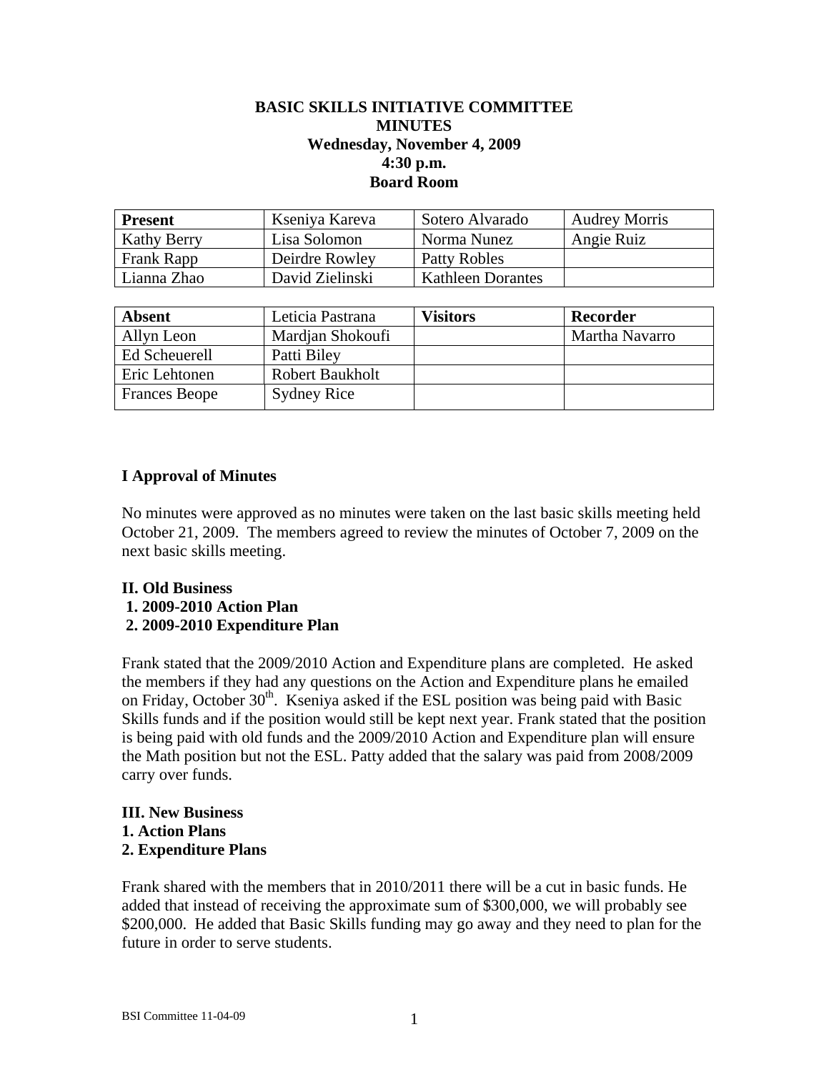**BASIC SKILLS INITIATIVE COMMITTEE**
**MINUTES**
**Wednesday, November 4, 2009**
**4:30 p.m.**
**Board Room**

| **Present** | Kseniya Kareva | Sotero Alvarado | Audrey Morris |
|---|---|---|---|
| Kathy Berry | Lisa Solomon | Norma Nunez | Angie Ruiz |
| Frank Rapp | Deirdre Rowley | Patty Robles | |
| Lianna Zhao | David Zielinski | Kathleen Dorantes | |

| **Absent** | Leticia Pastrana | **Visitors** | **Recorder** |
|---|---|---|---|
| Allyn Leon | Mardjan Shokoufi | | Martha Navarro |
| Ed Scheuerell | Patti Biley | | |
| Eric Lehtonen | Robert Baukholt | | |
| Frances Beope | Sydney Rice | | |

**I Approval of Minutes**

No minutes were approved as no minutes were taken on the last basic skills meeting held October 21, 2009. The members agreed to review the minutes of October 7, 2009 on the next basic skills meeting.

**II. Old Business**
**1. 2009-2010 Action Plan**
**2. 2009-2010 Expenditure Plan**

Frank stated that the 2009/2010 Action and Expenditure plans are completed. He asked the members if they had any questions on the Action and Expenditure plans he emailed on Friday, October 30th. Kseniya asked if the ESL position was being paid with Basic Skills funds and if the position would still be kept next year. Frank stated that the position is being paid with old funds and the 2009/2010 Action and Expenditure plan will ensure the Math position but not the ESL. Patty added that the salary was paid from 2008/2009 carry over funds.

**III. New Business**
**1. Action Plans**
**2. Expenditure Plans**

Frank shared with the members that in 2010/2011 there will be a cut in basic funds. He added that instead of receiving the approximate sum of $300,000, we will probably see $200,000. He added that Basic Skills funding may go away and they need to plan for the future in order to serve students.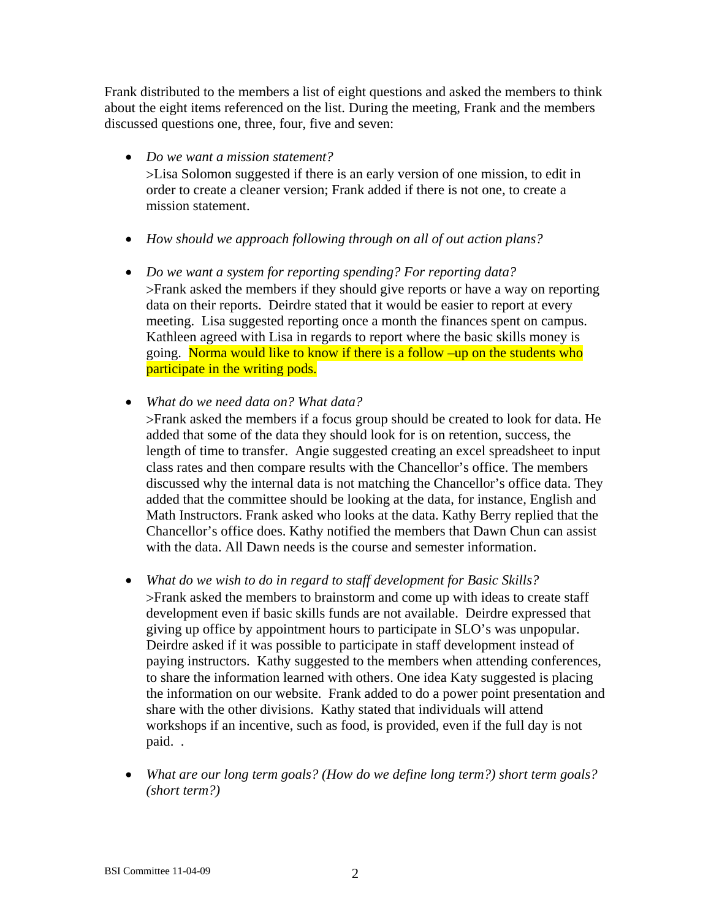Frank distributed to the members a list of eight questions and asked the members to think about the eight items referenced on the list. During the meeting, Frank and the members discussed questions one, three, four, five and seven:

- *Do we want a mission statement?*
  >Lisa Solomon suggested if there is an early version of one mission, to edit in order to create a cleaner version; Frank added if there is not one, to create a mission statement.

- *How should we approach following through on all of out action plans?*

- *Do we want a system for reporting spending? For reporting data?*
  >Frank asked the members if they should give reports or have a way on reporting data on their reports. Deirdre stated that it would be easier to report at every meeting. Lisa suggested reporting once a month the finances spent on campus. Kathleen agreed with Lisa in regards to report where the basic skills money is going. Norma would like to know if there is a follow –up on the students who participate in the writing pods.

- *What do we need data on? What data?*
  >Frank asked the members if a focus group should be created to look for data. He added that some of the data they should look for is on retention, success, the length of time to transfer. Angie suggested creating an excel spreadsheet to input class rates and then compare results with the Chancellor's office. The members discussed why the internal data is not matching the Chancellor's office data. They added that the committee should be looking at the data, for instance, English and Math Instructors. Frank asked who looks at the data. Kathy Berry replied that the Chancellor's office does. Kathy notified the members that Dawn Chun can assist with the data. All Dawn needs is the course and semester information.

- *What do we wish to do in regard to staff development for Basic Skills?*
  >Frank asked the members to brainstorm and come up with ideas to create staff development even if basic skills funds are not available. Deirdre expressed that giving up office by appointment hours to participate in SLO's was unpopular. Deirdre asked if it was possible to participate in staff development instead of paying instructors. Kathy suggested to the members when attending conferences, to share the information learned with others. One idea Katy suggested is placing the information on our website. Frank added to do a power point presentation and share with the other divisions. Kathy stated that individuals will attend workshops if an incentive, such as food, is provided, even if the full day is not paid. .

- *What are our long term goals? (How do we define long term?) short term goals? (short term?)*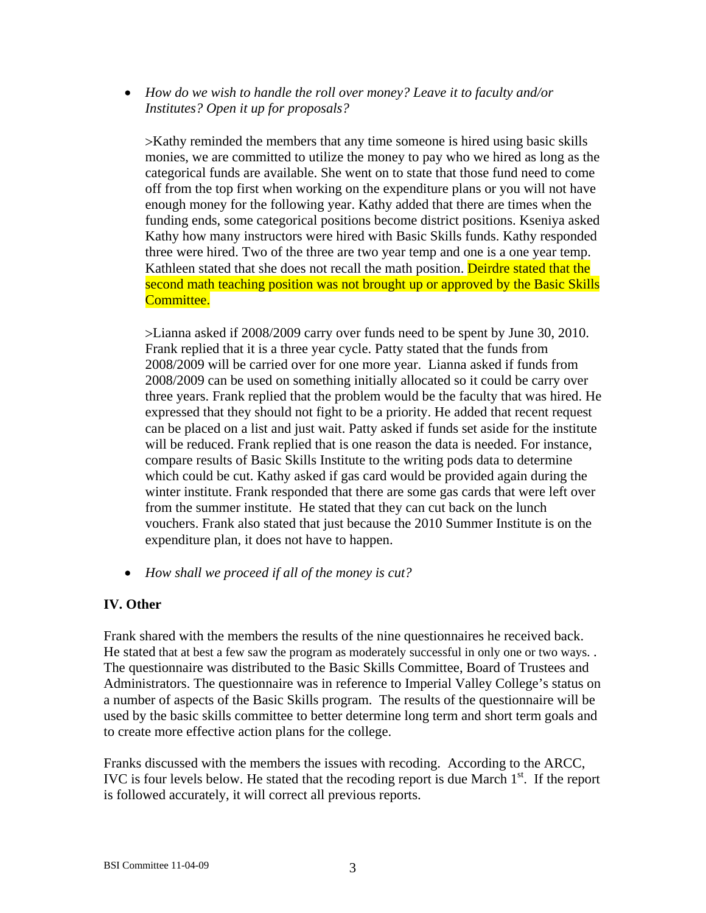- *How do we wish to handle the roll over money? Leave it to faculty and/or Institutes? Open it up for proposals?*

  >Kathy reminded the members that any time someone is hired using basic skills monies, we are committed to utilize the money to pay who we hired as long as the categorical funds are available. She went on to state that those fund need to come off from the top first when working on the expenditure plans or you will not have enough money for the following year. Kathy added that there are times when the funding ends, some categorical positions become district positions. Kseniya asked Kathy how many instructors were hired with Basic Skills funds. Kathy responded three were hired. Two of the three are two year temp and one is a one year temp. Kathleen stated that she does not recall the math position. Deirdre stated that the second math teaching position was not brought up or approved by the Basic Skills Committee.

  >Lianna asked if 2008/2009 carry over funds need to be spent by June 30, 2010. Frank replied that it is a three year cycle. Patty stated that the funds from 2008/2009 will be carried over for one more year. Lianna asked if funds from 2008/2009 can be used on something initially allocated so it could be carry over three years. Frank replied that the problem would be the faculty that was hired. He expressed that they should not fight to be a priority. He added that recent request can be placed on a list and just wait. Patty asked if funds set aside for the institute will be reduced. Frank replied that is one reason the data is needed. For instance, compare results of Basic Skills Institute to the writing pods data to determine which could be cut. Kathy asked if gas card would be provided again during the winter institute. Frank responded that there are some gas cards that were left over from the summer institute. He stated that they can cut back on the lunch vouchers. Frank also stated that just because the 2010 Summer Institute is on the expenditure plan, it does not have to happen.

- *How shall we proceed if all of the money is cut?*

**IV. Other**

Frank shared with the members the results of the nine questionnaires he received back. He stated that at best a few saw the program as moderately successful in only one or two ways. . The questionnaire was distributed to the Basic Skills Committee, Board of Trustees and Administrators. The questionnaire was in reference to Imperial Valley College's status on a number of aspects of the Basic Skills program. The results of the questionnaire will be used by the basic skills committee to better determine long term and short term goals and to create more effective action plans for the college.

Franks discussed with the members the issues with recoding. According to the ARCC, IVC is four levels below. He stated that the recoding report is due March 1st. If the report is followed accurately, it will correct all previous reports.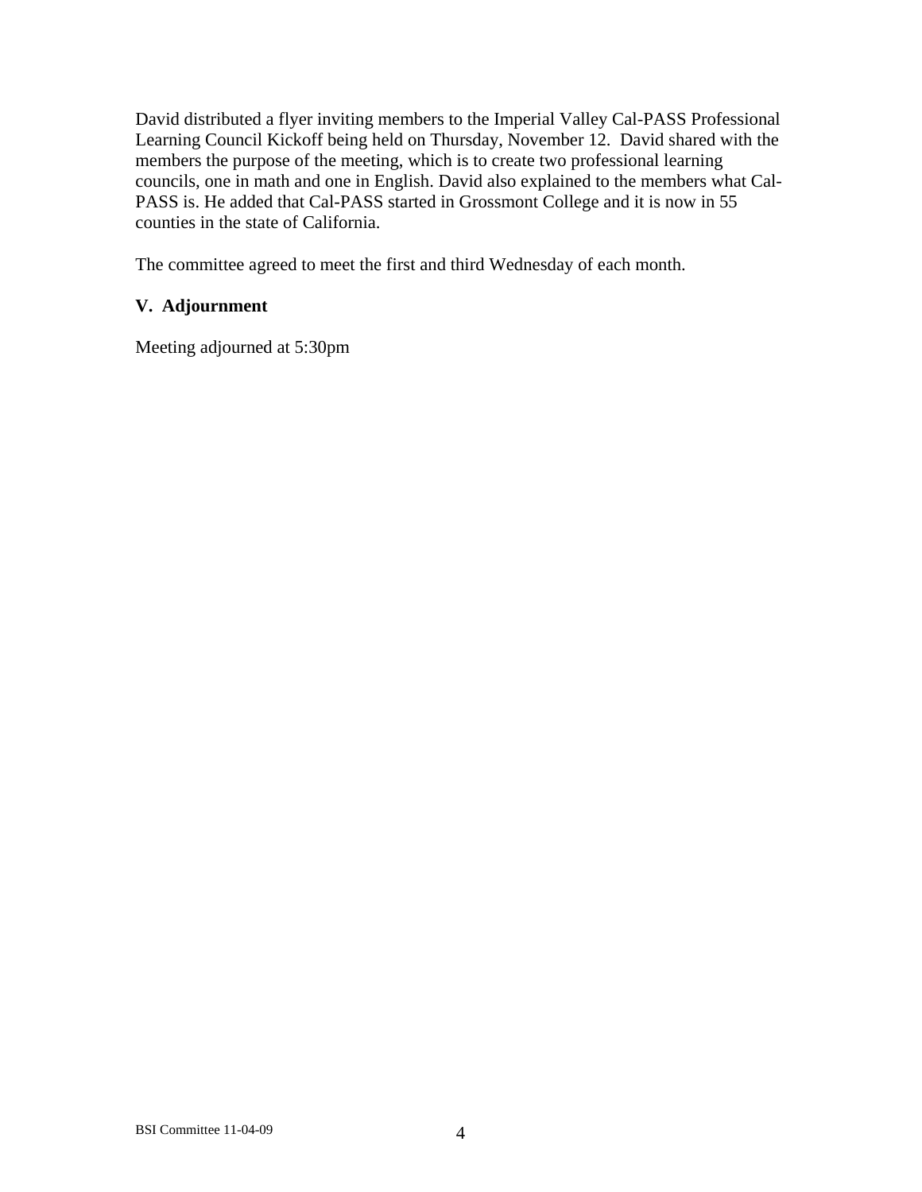David distributed a flyer inviting members to the Imperial Valley Cal-PASS Professional Learning Council Kickoff being held on Thursday, November 12. David shared with the members the purpose of the meeting, which is to create two professional learning councils, one in math and one in English. David also explained to the members what Cal-PASS is. He added that Cal-PASS started in Grossmont College and it is now in 55 counties in the state of California.

The committee agreed to meet the first and third Wednesday of each month.

### V. Adjournment

Meeting adjourned at 5:30pm